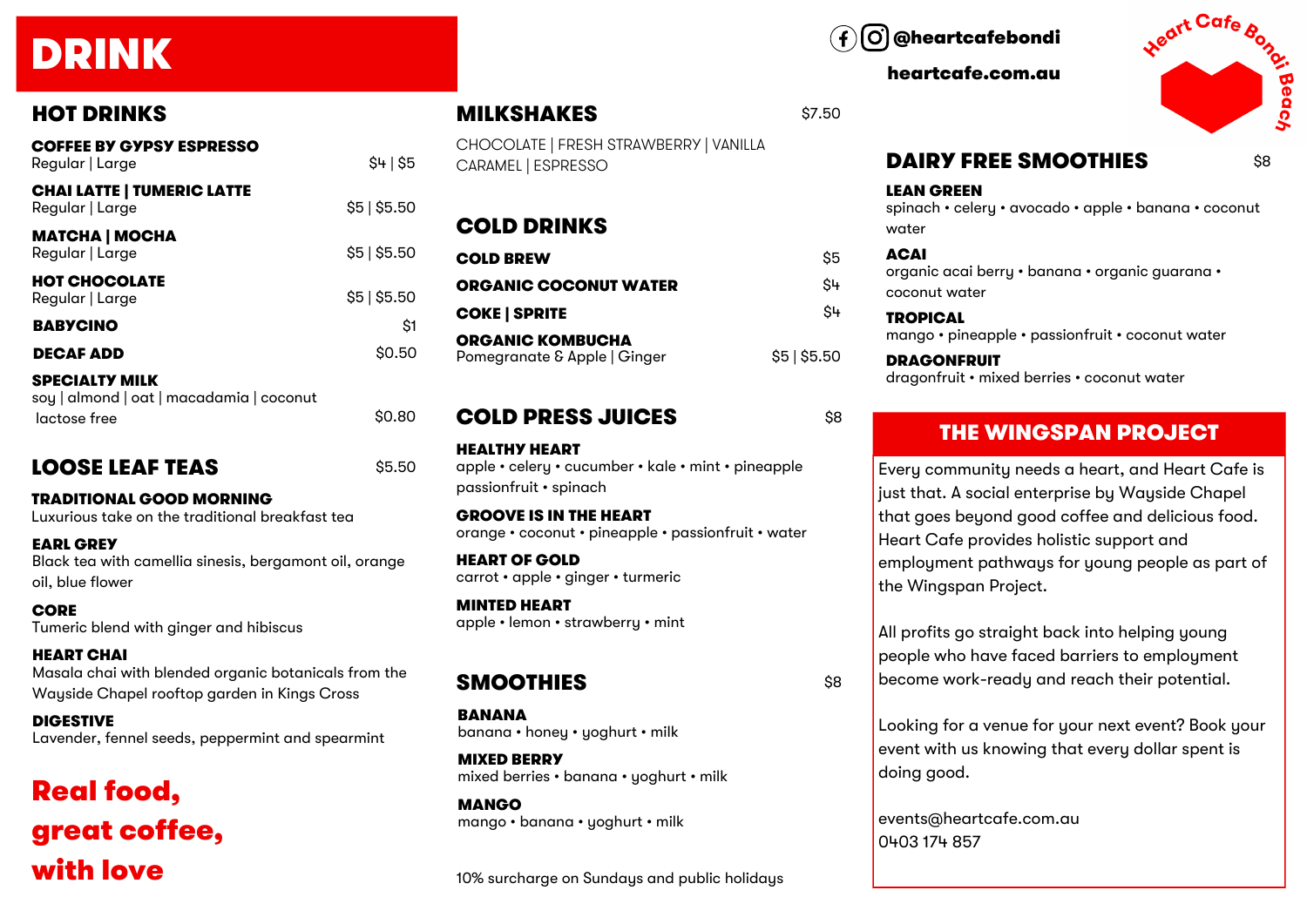# DRINK

@heartcafebondi

heartcafe.com.au

Heart Cafe Bondi Beach

## HOT DRINKS

**COFFEE BY GYPSY ESPRESSO**
Regular | Large — $4 | $5

**CHAI LATTE | TUMERIC LATTE**
Regular | Large — $5 | $5.50

**MATCHA | MOCHA**
Regular | Large — $5 | $5.50

**HOT CHOCOLATE**
Regular | Large — $5 | $5.50

**BABYCINO** — $1

**DECAF ADD** — $0.50

**SPECIALTY MILK**
soy | almond | oat | macadamia | coconut
lactose free — $0.80

## LOOSE LEAF TEAS — $5.50

**TRADITIONAL GOOD MORNING**
Luxurious take on the traditional breakfast tea

**EARL GREY**
Black tea with camellia sinesis, bergamont oil, orange oil, blue flower

**CORE**
Tumeric blend with ginger and hibiscus

**HEART CHAI**
Masala chai with blended organic botanicals from the Wayside Chapel rooftop garden in Kings Cross

**DIGESTIVE**
Lavender, fennel seeds, peppermint and spearmint

**Real food, great coffee, with love**

## MILKSHAKES — $7.50

CHOCOLATE | FRESH STRAWBERRY | VANILLA
CARAMEL | ESPRESSO

## COLD DRINKS

**COLD BREW** — $5

**ORGANIC COCONUT WATER** — $4

**COKE | SPRITE** — $4

**ORGANIC KOMBUCHA**
Pomegranate & Apple | Ginger — $5 | $5.50

## COLD PRESS JUICES — $8

**HEALTHY HEART**
apple • celery • cucumber • kale • mint • pineapple passionfruit • spinach

**GROOVE IS IN THE HEART**
orange • coconut • pineapple • passionfruit • water

**HEART OF GOLD**
carrot • apple • ginger • turmeric

**MINTED HEART**
apple • lemon • strawberry • mint

## SMOOTHIES — $8

**BANANA**
banana • honey • yoghurt • milk

**MIXED BERRY**
mixed berries • banana • yoghurt • milk

**MANGO**
mango • banana • yoghurt • milk

10% surcharge on Sundays and public holidays

## DAIRY FREE SMOOTHIES — $8

**LEAN GREEN**
spinach • celery • avocado • apple • banana • coconut water

**ACAI**
organic acai berry • banana • organic guarana • coconut water

**TROPICAL**
mango • pineapple • passionfruit • coconut water

**DRAGONFRUIT**
dragonfruit • mixed berries • coconut water

## THE WINGSPAN PROJECT

Every community needs a heart, and Heart Cafe is just that. A social enterprise by Wayside Chapel that goes beyond good coffee and delicious food. Heart Cafe provides holistic support and employment pathways for young people as part of the Wingspan Project.

All profits go straight back into helping young people who have faced barriers to employment become work-ready and reach their potential.

Looking for a venue for your next event? Book your event with us knowing that every dollar spent is doing good.

events@heartcafe.com.au
0403 174 857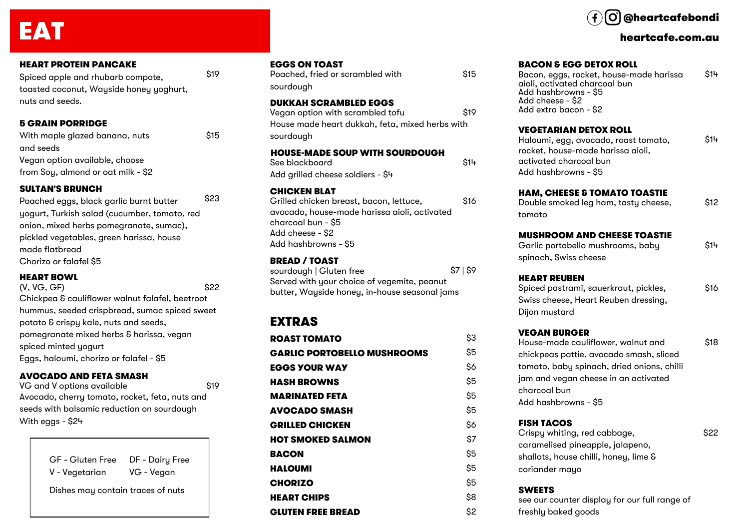# EAT

@heartcafebondi

heartcafe.com.au

### HEART PROTEIN PANCAKE

$19

Spiced apple and rhubarb compote, toasted coconut, Wayside honey yoghurt, nuts and seeds.

### 5 GRAIN PORRIDGE

$15

With maple glazed banana, nuts and seeds

Vegan option available, choose from Soy, almond or oat milk - $2

### SULTAN'S BRUNCH

$23

Poached eggs, black garlic burnt butter yogurt, Turkish salad (cucumber, tomato, red onion, mixed herbs pomegranate, sumac), pickled vegetables, green harissa, house made flatbread

Chorizo or falafel $5

### HEART BOWL

(V, VG, GF)

$22

Chickpea & cauliflower walnut falafel, beetroot hummus, seeded crispbread, sumac spiced sweet potato & crispy kale, nuts and seeds, pomegranate mixed herbs & harissa, vegan spiced minted yogurt

Eggs, haloumi, chorizo or falafel - $5

### AVOCADO AND FETA SMASH

VG and V options available

$19

Avocado, cherry tomato, rocket, feta, nuts and seeds with balsamic reduction on sourdough

With eggs - $24

GF - Gluten Free
DF - Dairy Free
V - Vegetarian
VG - Vegan

Dishes may contain traces of nuts

### EGGS ON TOAST

$15

Poached, fried or scrambled with sourdough

### DUKKAH SCRAMBLED EGGS

Vegan option with scrambled tofu

$19

House made heart dukkah, feta, mixed herbs with sourdough

### HOUSE-MADE SOUP WITH SOURDOUGH

See blackboard

$14

Add grilled cheese soldiers - $4

### CHICKEN BLAT

$16

Grilled chicken breast, bacon, lettuce, avocado, house-made harissa aioli, activated charcoal bun - $5

Add cheese - $2

Add hashbrowns - $5

### BREAD / TOAST

sourdough | Gluten free

$7 | $9

Served with your choice of vegemite, peanut butter, Wayside honey, in-house seasonal jams

## EXTRAS

| | |
|---|---|
| **ROAST TOMATO** | $3 |
| **GARLIC PORTOBELLO MUSHROOMS** | $5 |
| **EGGS YOUR WAY** | $6 |
| **HASH BROWNS** | $5 |
| **MARINATED FETA** | $5 |
| **AVOCADO SMASH** | $5 |
| **GRILLED CHICKEN** | $6 |
| **HOT SMOKED SALMON** | $7 |
| **BACON** | $5 |
| **HALOUMI** | $5 |
| **CHORIZO** | $5 |
| **HEART CHIPS** | $8 |
| **GLUTEN FREE BREAD** | $2 |

### BACON & EGG DETOX ROLL

$14

Bacon, eggs, rocket, house-made harissa aioli, activated charcoal bun

Add hashbrowns - $5

Add cheese - $2

Add extra bacon - $2

### VEGETARIAN DETOX ROLL

$14

Haloumi, egg, avocado, roast tomato, rocket, house-made harissa aioli, activated charcoal bun

Add hashbrowns - $5

### HAM, CHEESE & TOMATO TOASTIE

$12

Double smoked leg ham, tasty cheese, tomato

### MUSHROOM AND CHEESE TOASTIE

$14

Garlic portobello mushrooms, baby spinach, Swiss cheese

### HEART REUBEN

$16

Spiced pastrami, sauerkraut, pickles, Swiss cheese, Heart Reuben dressing, Dijon mustard

### VEGAN BURGER

$18

House-made cauliflower, walnut and chickpeas pattie, avocado smash, sliced tomato, baby spinach, dried onions, chilli jam and vegan cheese in an activated charcoal bun

Add hashbrowns - $5

### FISH TACOS

$22

Crispy whiting, red cabbage, caramelised pineapple, jalapeno, shallots, house chilli, honey, lime & coriander mayo

### SWEETS

see our counter display for our full range of freshly baked goods